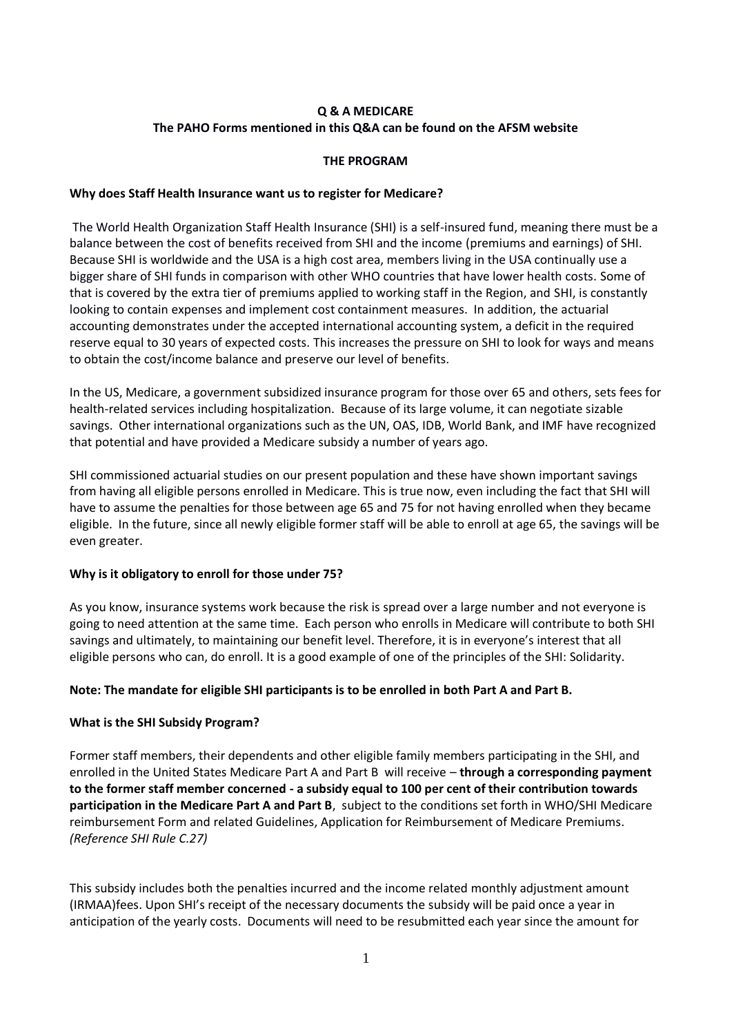# Q & A MEDICARE

**The PAHO Forms mentioned in this Q&A can be found on the AFSM website**

## THE PROGRAM

### Why does Staff Health Insurance want us to register for Medicare?

The World Health Organization Staff Health Insurance (SHI) is a self-insured fund, meaning there must be a balance between the cost of benefits received from SHI and the income (premiums and earnings) of SHI. Because SHI is worldwide and the USA is a high cost area, members living in the USA continually use a bigger share of SHI funds in comparison with other WHO countries that have lower health costs. Some of that is covered by the extra tier of premiums applied to working staff in the Region, and SHI, is constantly looking to contain expenses and implement cost containment measures. In addition, the actuarial accounting demonstrates under the accepted international accounting system, a deficit in the required reserve equal to 30 years of expected costs. This increases the pressure on SHI to look for ways and means to obtain the cost/income balance and preserve our level of benefits.

In the US, Medicare, a government subsidized insurance program for those over 65 and others, sets fees for health-related services including hospitalization. Because of its large volume, it can negotiate sizable savings. Other international organizations such as the UN, OAS, IDB, World Bank, and IMF have recognized that potential and have provided a Medicare subsidy a number of years ago.

SHI commissioned actuarial studies on our present population and these have shown important savings from having all eligible persons enrolled in Medicare. This is true now, even including the fact that SHI will have to assume the penalties for those between age 65 and 75 for not having enrolled when they became eligible. In the future, since all newly eligible former staff will be able to enroll at age 65, the savings will be even greater.

### Why is it obligatory to enroll for those under 75?

As you know, insurance systems work because the risk is spread over a large number and not everyone is going to need attention at the same time. Each person who enrolls in Medicare will contribute to both SHI savings and ultimately, to maintaining our benefit level. Therefore, it is in everyone's interest that all eligible persons who can, do enroll. It is a good example of one of the principles of the SHI: Solidarity.

**Note: The mandate for eligible SHI participants is to be enrolled in both Part A and Part B.**

### What is the SHI Subsidy Program?

Former staff members, their dependents and other eligible family members participating in the SHI, and enrolled in the United States Medicare Part A and Part B will receive – **through a corresponding payment to the former staff member concerned - a subsidy equal to 100 per cent of their contribution towards participation in the Medicare Part A and Part B**, subject to the conditions set forth in WHO/SHI Medicare reimbursement Form and related Guidelines, Application for Reimbursement of Medicare Premiums. *(Reference SHI Rule C.27)*

This subsidy includes both the penalties incurred and the income related monthly adjustment amount (IRMAA)fees. Upon SHI's receipt of the necessary documents the subsidy will be paid once a year in anticipation of the yearly costs. Documents will need to be resubmitted each year since the amount for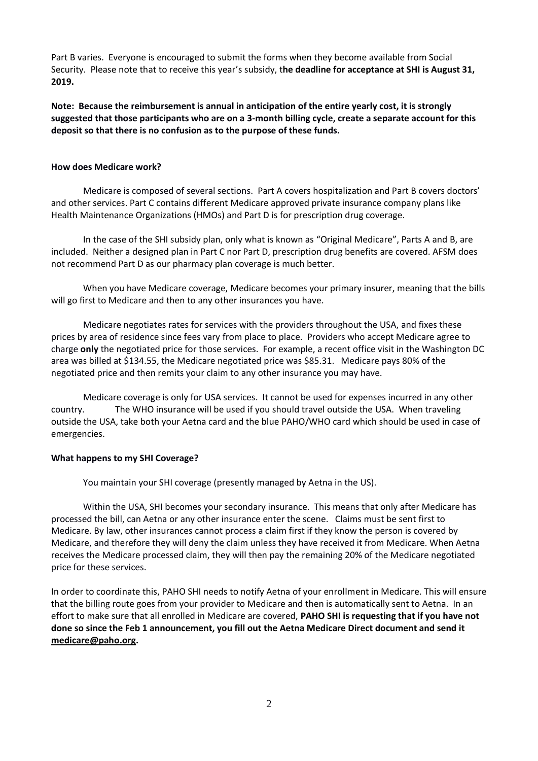Part B varies. Everyone is encouraged to submit the forms when they become available from Social Security. Please note that to receive this year's subsidy, t**he deadline for acceptance at SHI is August 31, 2019.**

**Note: Because the reimbursement is annual in anticipation of the entire yearly cost, it is strongly suggested that those participants who are on a 3-month billing cycle, create a separate account for this deposit so that there is no confusion as to the purpose of these funds.**

**How does Medicare work?**

Medicare is composed of several sections. Part A covers hospitalization and Part B covers doctors' and other services. Part C contains different Medicare approved private insurance company plans like Health Maintenance Organizations (HMOs) and Part D is for prescription drug coverage.

In the case of the SHI subsidy plan, only what is known as "Original Medicare", Parts A and B, are included. Neither a designed plan in Part C nor Part D, prescription drug benefits are covered. AFSM does not recommend Part D as our pharmacy plan coverage is much better.

When you have Medicare coverage, Medicare becomes your primary insurer, meaning that the bills will go first to Medicare and then to any other insurances you have.

Medicare negotiates rates for services with the providers throughout the USA, and fixes these prices by area of residence since fees vary from place to place. Providers who accept Medicare agree to charge **only** the negotiated price for those services. For example, a recent office visit in the Washington DC area was billed at $134.55, the Medicare negotiated price was $85.31. Medicare pays 80% of the negotiated price and then remits your claim to any other insurance you may have.

Medicare coverage is only for USA services. It cannot be used for expenses incurred in any other country. The WHO insurance will be used if you should travel outside the USA. When traveling outside the USA, take both your Aetna card and the blue PAHO/WHO card which should be used in case of emergencies.

**What happens to my SHI Coverage?**

You maintain your SHI coverage (presently managed by Aetna in the US).

Within the USA, SHI becomes your secondary insurance. This means that only after Medicare has processed the bill, can Aetna or any other insurance enter the scene. Claims must be sent first to Medicare. By law, other insurances cannot process a claim first if they know the person is covered by Medicare, and therefore they will deny the claim unless they have received it from Medicare. When Aetna receives the Medicare processed claim, they will then pay the remaining 20% of the Medicare negotiated price for these services.

In order to coordinate this, PAHO SHI needs to notify Aetna of your enrollment in Medicare. This will ensure that the billing route goes from your provider to Medicare and then is automatically sent to Aetna. In an effort to make sure that all enrolled in Medicare are covered, **PAHO SHI is requesting that if you have not done so since the Feb 1 announcement, you fill out the Aetna Medicare Direct document and send it medicare@paho.org.**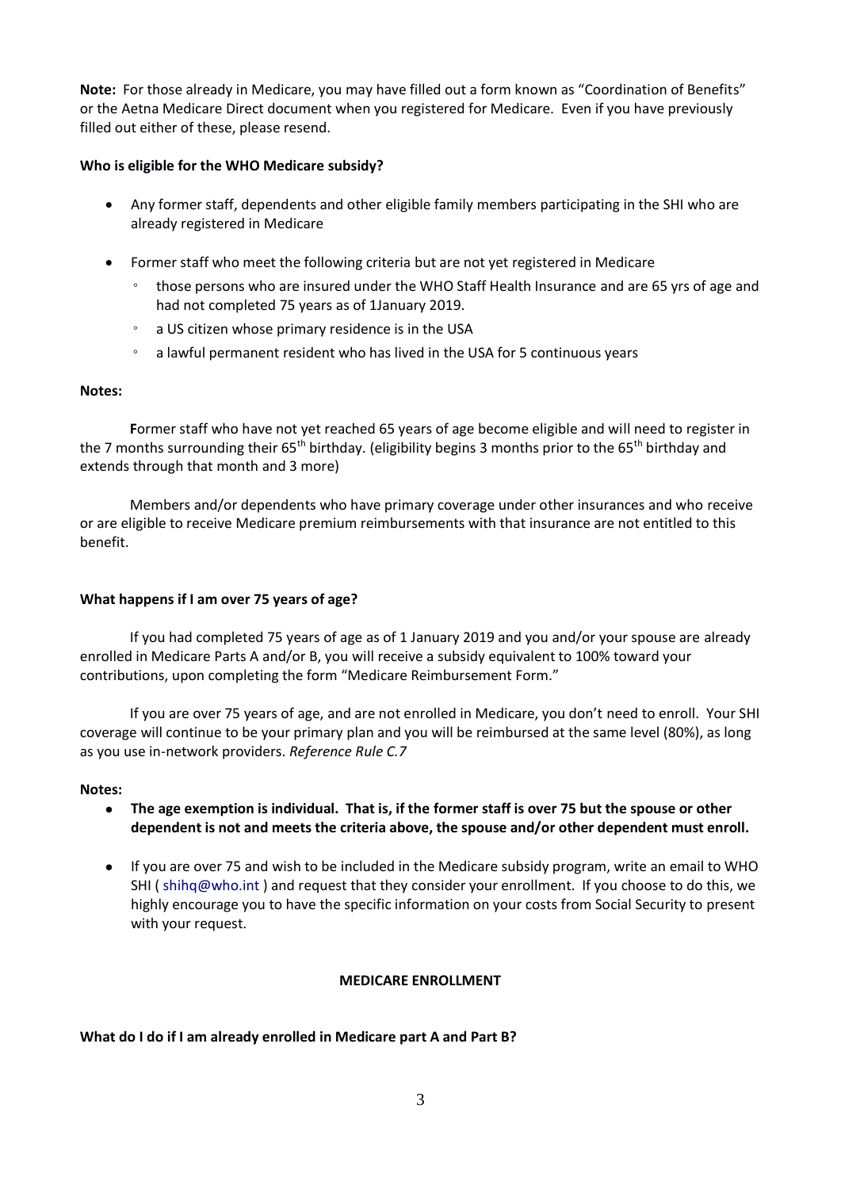**Note:** For those already in Medicare, you may have filled out a form known as "Coordination of Benefits" or the Aetna Medicare Direct document when you registered for Medicare. Even if you have previously filled out either of these, please resend.

**Who is eligible for the WHO Medicare subsidy?**

- Any former staff, dependents and other eligible family members participating in the SHI who are already registered in Medicare
- Former staff who meet the following criteria but are not yet registered in Medicare
  - those persons who are insured under the WHO Staff Health Insurance and are 65 yrs of age and had not completed 75 years as of 1January 2019.
  - a US citizen whose primary residence is in the USA
  - a lawful permanent resident who has lived in the USA for 5 continuous years

**Notes:**

**F**ormer staff who have not yet reached 65 years of age become eligible and will need to register in the 7 months surrounding their 65th birthday. (eligibility begins 3 months prior to the 65th birthday and extends through that month and 3 more)

Members and/or dependents who have primary coverage under other insurances and who receive or are eligible to receive Medicare premium reimbursements with that insurance are not entitled to this benefit.

**What happens if I am over 75 years of age?**

If you had completed 75 years of age as of 1 January 2019 and you and/or your spouse are already enrolled in Medicare Parts A and/or B, you will receive a subsidy equivalent to 100% toward your contributions, upon completing the form "Medicare Reimbursement Form."

If you are over 75 years of age, and are not enrolled in Medicare, you don't need to enroll. Your SHI coverage will continue to be your primary plan and you will be reimbursed at the same level (80%), as long as you use in-network providers. *Reference Rule C.7*

**Notes:**

- **The age exemption is individual. That is, if the former staff is over 75 but the spouse or other dependent is not and meets the criteria above, the spouse and/or other dependent must enroll.**
- If you are over 75 and wish to be included in the Medicare subsidy program, write an email to WHO SHI ( shihq@who.int ) and request that they consider your enrollment. If you choose to do this, we highly encourage you to have the specific information on your costs from Social Security to present with your request.

**MEDICARE ENROLLMENT**

**What do I do if I am already enrolled in Medicare part A and Part B?**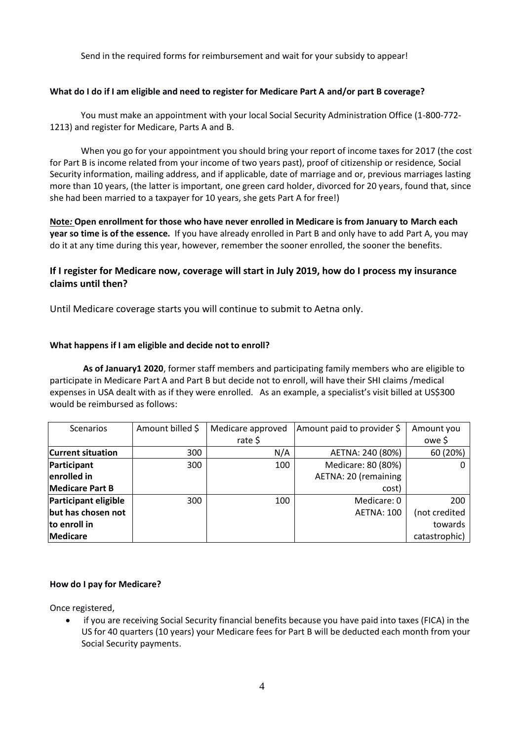Send in the required forms for reimbursement and wait for your subsidy to appear!

**What do I do if I am eligible and need to register for Medicare Part A and/or part B coverage?**

You must make an appointment with your local Social Security Administration Office (1-800-772-1213) and register for Medicare, Parts A and B.

When you go for your appointment you should bring your report of income taxes for 2017 (the cost for Part B is income related from your income of two years past), proof of citizenship or residence, Social Security information, mailing address, and if applicable, date of marriage and or, previous marriages lasting more than 10 years, (the latter is important, one green card holder, divorced for 20 years, found that, since she had been married to a taxpayer for 10 years, she gets Part A for free!)

**<u>Note:</u> Open enrollment for those who have never enrolled in Medicare is from January to March each year so time is of the essence.** If you have already enrolled in Part B and only have to add Part A, you may do it at any time during this year, however, remember the sooner enrolled, the sooner the benefits.

### If I register for Medicare now, coverage will start in July 2019, how do I process my insurance claims until then?

Until Medicare coverage starts you will continue to submit to Aetna only.

**What happens if I am eligible and decide not to enroll?**

**As of January1 2020**, former staff members and participating family members who are eligible to participate in Medicare Part A and Part B but decide not to enroll, will have their SHI claims /medical expenses in USA dealt with as if they were enrolled. As an example, a specialist's visit billed at US$300 would be reimbursed as follows:

| Scenarios | Amount billed $ | Medicare approved rate $ | Amount paid to provider $ | Amount you owe $ |
|---|---|---|---|---|
| **Current situation** | 300 | N/A | AETNA: 240 (80%) | 60 (20%) |
| **Participant enrolled in Medicare Part B** | 300 | 100 | Medicare: 80 (80%) AETNA: 20 (remaining cost) | 0 |
| **Participant eligible but has chosen not to enroll in Medicare** | 300 | 100 | Medicare: 0 AETNA: 100 | 200 (not credited towards catastrophic) |

**How do I pay for Medicare?**

Once registered,

- if you are receiving Social Security financial benefits because you have paid into taxes (FICA) in the US for 40 quarters (10 years) your Medicare fees for Part B will be deducted each month from your Social Security payments.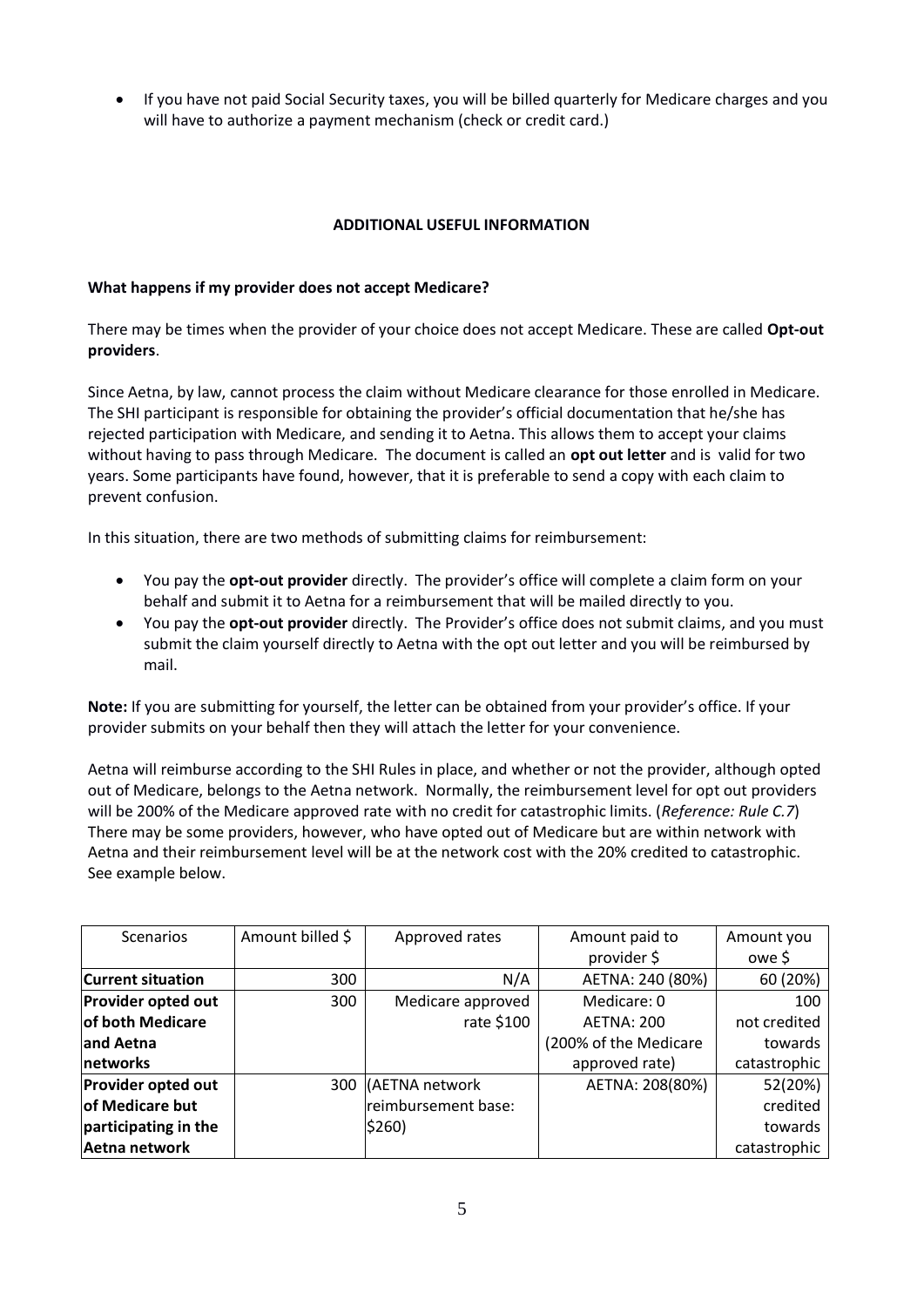- If you have not paid Social Security taxes, you will be billed quarterly for Medicare charges and you will have to authorize a payment mechanism (check or credit card.)

## ADDITIONAL USEFUL INFORMATION

**What happens if my provider does not accept Medicare?**

There may be times when the provider of your choice does not accept Medicare. These are called **Opt-out providers**.

Since Aetna, by law, cannot process the claim without Medicare clearance for those enrolled in Medicare. The SHI participant is responsible for obtaining the provider's official documentation that he/she has rejected participation with Medicare, and sending it to Aetna. This allows them to accept your claims without having to pass through Medicare. The document is called an **opt out letter** and is valid for two years. Some participants have found, however, that it is preferable to send a copy with each claim to prevent confusion.

In this situation, there are two methods of submitting claims for reimbursement:

- You pay the **opt-out provider** directly. The provider's office will complete a claim form on your behalf and submit it to Aetna for a reimbursement that will be mailed directly to you.
- You pay the **opt-out provider** directly. The Provider's office does not submit claims, and you must submit the claim yourself directly to Aetna with the opt out letter and you will be reimbursed by mail.

**Note:** If you are submitting for yourself, the letter can be obtained from your provider's office. If your provider submits on your behalf then they will attach the letter for your convenience.

Aetna will reimburse according to the SHI Rules in place, and whether or not the provider, although opted out of Medicare, belongs to the Aetna network. Normally, the reimbursement level for opt out providers will be 200% of the Medicare approved rate with no credit for catastrophic limits. (*Reference: Rule C.7*) There may be some providers, however, who have opted out of Medicare but are within network with Aetna and their reimbursement level will be at the network cost with the 20% credited to catastrophic. See example below.

| Scenarios | Amount billed $ | Approved rates | Amount paid to provider $ | Amount you owe $ |
|---|---|---|---|---|
| **Current situation** | 300 | N/A | AETNA: 240 (80%) | 60 (20%) |
| **Provider opted out of both Medicare and Aetna networks** | 300 | Medicare approved rate $100 | Medicare: 0<br>AETNA: 200<br>(200% of the Medicare approved rate) | 100<br>not credited towards catastrophic |
| **Provider opted out of Medicare but participating in the Aetna network** | 300 | (AETNA network reimbursement base: $260) | AETNA: 208(80%) | 52(20%)<br>credited towards catastrophic |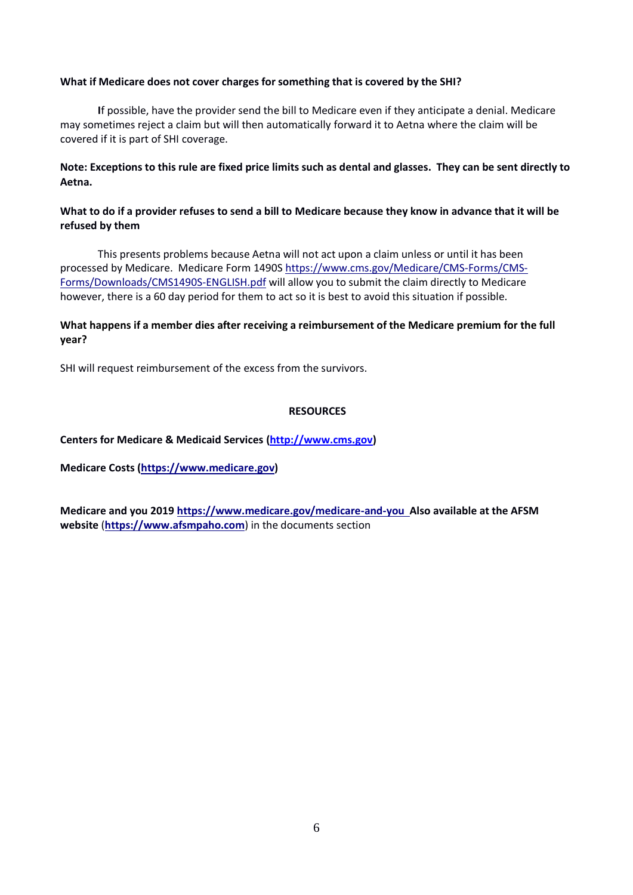**What if Medicare does not cover charges for something that is covered by the SHI?**

If possible, have the provider send the bill to Medicare even if they anticipate a denial. Medicare may sometimes reject a claim but will then automatically forward it to Aetna where the claim will be covered if it is part of SHI coverage.

**Note: Exceptions to this rule are fixed price limits such as dental and glasses. They can be sent directly to Aetna.**

**What to do if a provider refuses to send a bill to Medicare because they know in advance that it will be refused by them**

This presents problems because Aetna will not act upon a claim unless or until it has been processed by Medicare. Medicare Form 1490S [https://www.cms.gov/Medicare/CMS-Forms/CMS-Forms/Downloads/CMS1490S-ENGLISH.pdf](https://www.cms.gov/Medicare/CMS-Forms/CMS-Forms/Downloads/CMS1490S-ENGLISH.pdf) will allow you to submit the claim directly to Medicare however, there is a 60 day period for them to act so it is best to avoid this situation if possible.

**What happens if a member dies after receiving a reimbursement of the Medicare premium for the full year?**

SHI will request reimbursement of the excess from the survivors.

## RESOURCES

**Centers for Medicare & Medicaid Services ([http://www.cms.gov](http://www.cms.gov))**

**Medicare Costs ([https://www.medicare.gov](https://www.medicare.gov))**

**Medicare and you 2019 [https://www.medicare.gov/medicare-and-you](https://www.medicare.gov/medicare-and-you) Also available at the AFSM website** (**[https://www.afsmpaho.com](https://www.afsmpaho.com)**) in the documents section